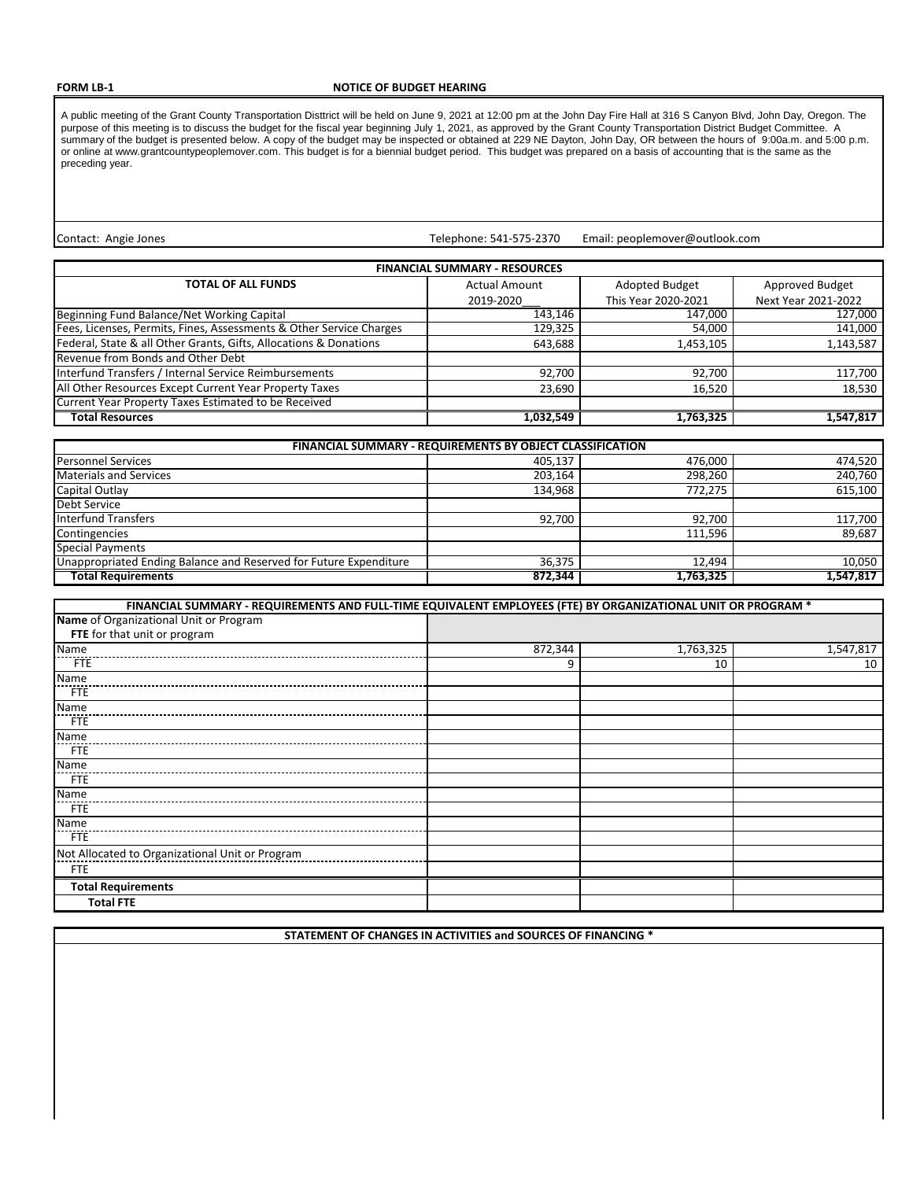**FORM LB-1** **NOTICE OF BUDGET HEARING**

A public meeting of the Grant County Transportation Disttrict will be held on June 9, 2021 at 12:00 pm at the John Day Fire Hall at 316 S Canyon Blvd, John Day, Oregon. The purpose of this meeting is to discuss the budget for the fiscal year beginning July 1, 2021, as approved by the Grant County Transportation District Budget Committee. A summary of the budget is presented below. A copy of the budget may be inspected or obtained at 229 NE Dayton, John Day, OR between the hours of 9:00a.m. and 5:00 p.m. or online at www.grantcountypeoplemover.com. This budget is for a biennial budget period. This budget was prepared on a basis of accounting that is the same as the preceding year.

Contact: Angie Jones    Telephone: 541-575-2370    Email: peoplemover@outlook.com

| FINANCIAL SUMMARY - RESOURCES | | | |
|---|---|---|---|
| **TOTAL OF ALL FUNDS** | Actual Amount 2019-2020___ | Adopted Budget This Year 2020-2021 | Approved Budget Next Year 2021-2022 |
| Beginning Fund Balance/Net Working Capital | 143,146 | 147,000 | 127,000 |
| Fees, Licenses, Permits, Fines, Assessments & Other Service Charges | 129,325 | 54,000 | 141,000 |
| Federal, State & all Other Grants, Gifts, Allocations & Donations | 643,688 | 1,453,105 | 1,143,587 |
| Revenue from Bonds and Other Debt | | | |
| Interfund Transfers / Internal Service Reimbursements | 92,700 | 92,700 | 117,700 |
| All Other Resources Except Current Year Property Taxes | 23,690 | 16,520 | 18,530 |
| Current Year Property Taxes Estimated to be Received | | | |
| **Total Resources** | **1,032,549** | **1,763,325** | **1,547,817** |

| FINANCIAL SUMMARY - REQUIREMENTS BY OBJECT CLASSIFICATION | | | |
|---|---|---|---|
| Personnel Services | 405,137 | 476,000 | 474,520 |
| Materials and Services | 203,164 | 298,260 | 240,760 |
| Capital Outlay | 134,968 | 772,275 | 615,100 |
| Debt Service | | | |
| Interfund Transfers | 92,700 | 92,700 | 117,700 |
| Contingencies | | 111,596 | 89,687 |
| Special Payments | | | |
| Unappropriated Ending Balance and Reserved for Future Expenditure | 36,375 | 12,494 | 10,050 |
| **Total Requirements** | **872,344** | **1,763,325** | **1,547,817** |

| FINANCIAL SUMMARY - REQUIREMENTS AND FULL-TIME EQUIVALENT EMPLOYEES (FTE) BY ORGANIZATIONAL UNIT OR PROGRAM * | | | |
|---|---|---|---|
| **Name** of Organizational Unit or Program **FTE** for that unit or program | | | |
| Name | 872,344 | 1,763,325 | 1,547,817 |
| FTE | 9 | 10 | 10 |
| Name | | | |
| FTE | | | |
| Name | | | |
| FTE | | | |
| Name | | | |
| FTE | | | |
| Name | | | |
| FTE | | | |
| Name | | | |
| FTE | | | |
| Name | | | |
| FTE | | | |
| Not Allocated to Organizational Unit or Program | | | |
| FTE | | | |
| **Total Requirements** | | | |
| **Total FTE** | | | |

**STATEMENT OF CHANGES IN ACTIVITIES and SOURCES OF FINANCING ***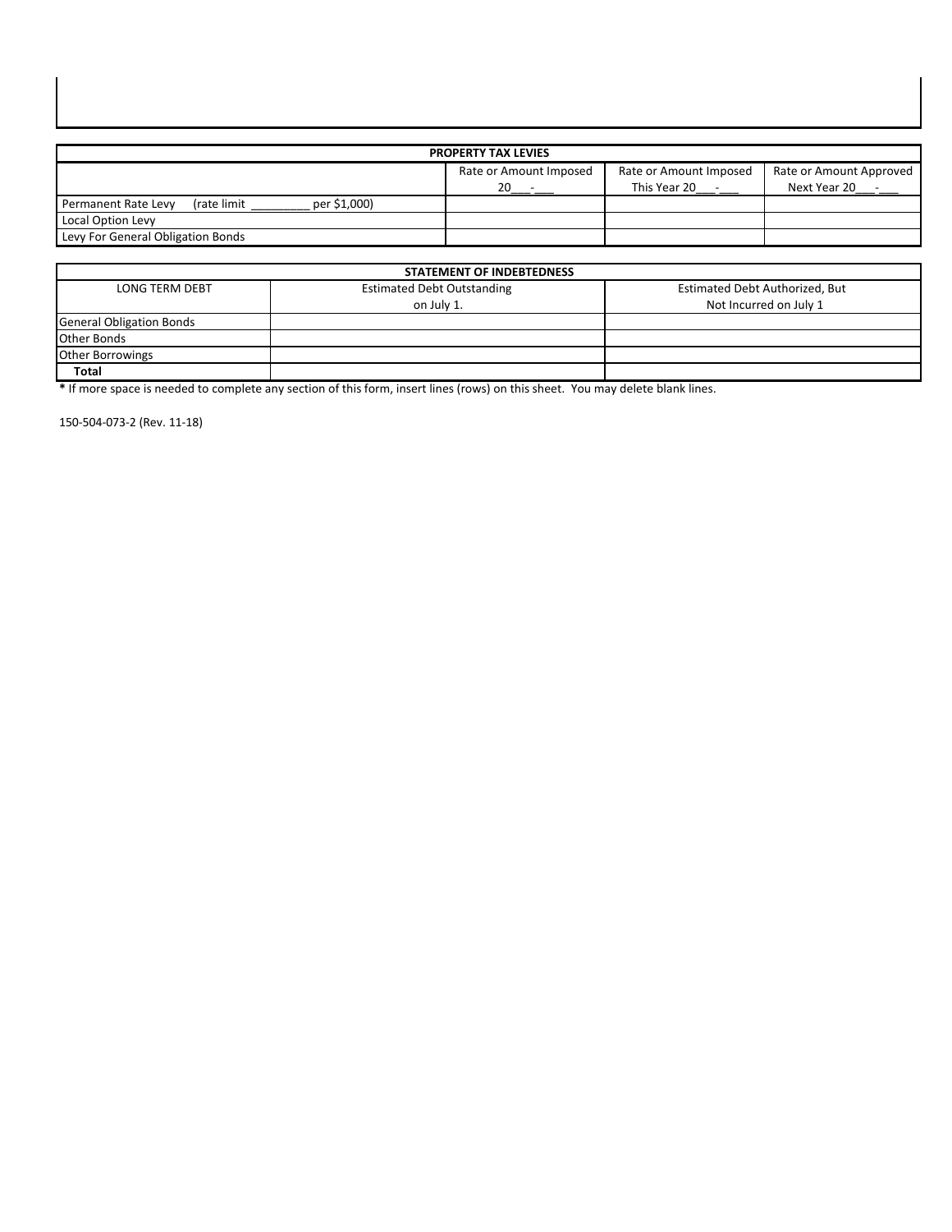| PROPERTY TAX LEVIES | | | |
|---|---|---|---|
| | Rate or Amount Imposed 20___-___ | Rate or Amount Imposed This Year 20___-___ | Rate or Amount Approved Next Year 20___-___ |
| Permanent Rate Levy (rate limit _________ per $1,000) | | | |
| Local Option Levy | | | |
| Levy For General Obligation Bonds | | | |

| STATEMENT OF INDEBTEDNESS | | |
|---|---|---|
| LONG TERM DEBT | Estimated Debt Outstanding on July 1. | Estimated Debt Authorized, But Not Incurred on July 1 |
| General Obligation Bonds | | |
| Other Bonds | | |
| Other Borrowings | | |
| **Total** | | |

**\*** If more space is needed to complete any section of this form, insert lines (rows) on this sheet. You may delete blank lines.

150-504-073-2 (Rev. 11-18)